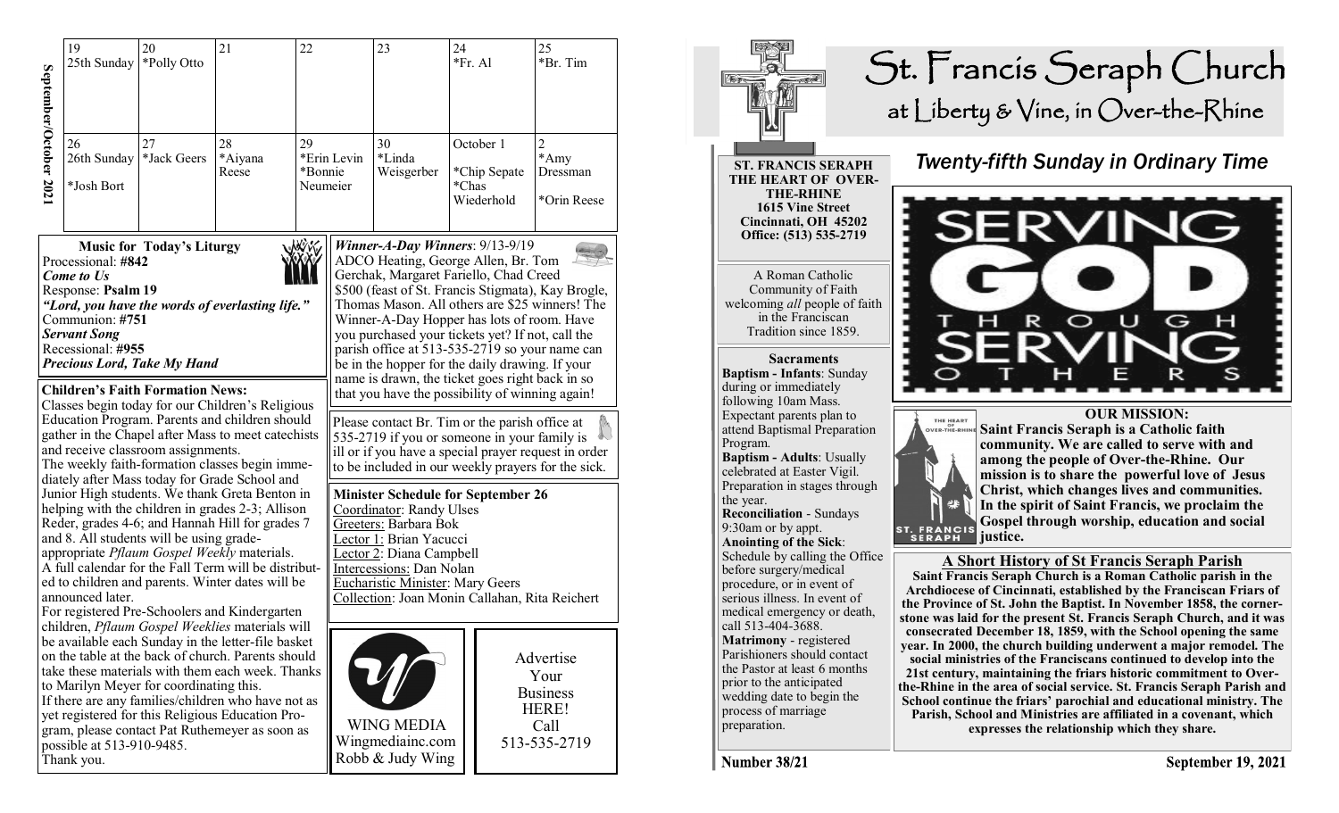## September/October 2021

| 19 | 20 | 21 | 22 | 23 | 24 | 25 |
|---|---|---|---|---|---|---|
| 25th Sunday | *Polly Otto | | | | *Fr. Al | *Br. Tim |
| **26** | **27** | **28** | **29** | **30** | **October 1** | **2** |
| 26th Sunday *Josh Bort | *Jack Geers | *Aiyana Reese | *Erin Levin *Bonnie Neumeier | *Linda Weisgerber | *Chip Sepate *Chas Wiederhold | *Amy Dressman *Orin Reese |

### Music for Today's Liturgy

Processional: **#842**
***Come to Us***
Response: **Psalm 19**
***"Lord, you have the words of everlasting life."***
Communion: **#751**
***Servant Song***
Recessional: **#955**
***Precious Lord, Take My Hand***

### Children's Faith Formation News:

Classes begin today for our Children's Religious Education Program. Parents and children should gather in the Chapel after Mass to meet catechists and receive classroom assignments.
The weekly faith-formation classes begin immediately after Mass today for Grade School and Junior High students. We thank Greta Benton in helping with the children in grades 2-3; Allison Reder, grades 4-6; and Hannah Hill for grades 7 and 8. All students will be using grade-appropriate *Pflaum Gospel Weekly* materials.
A full calendar for the Fall Term will be distributed to children and parents. Winter dates will be announced later.
For registered Pre-Schoolers and Kindergarten children, *Pflaum Gospel Weeklies* materials will be available each Sunday in the letter-file basket on the table at the back of church. Parents should take these materials with them each week. Thanks to Marilyn Meyer for coordinating this.
If there are any families/children who have not as yet registered for this Religious Education Program, please contact Pat Ruthemeyer as soon as possible at 513-910-9485.
Thank you.

***Winner-A-Day Winners***: 9/13-9/19
ADCO Heating, George Allen, Br. Tom Gerchak, Margaret Fariello, Chad Creed $500 (feast of St. Francis Stigmata), Kay Brogle, Thomas Mason. All others are $25 winners! The Winner-A-Day Hopper has lots of room. Have you purchased your tickets yet? If not, call the parish office at 513-535-2719 so your name can be in the hopper for the daily drawing. If your name is drawn, the ticket goes right back in so that you have the possibility of winning again!

Please contact Br. Tim or the parish office at 535-2719 if you or someone in your family is ill or if you have a special prayer request in order to be included in our weekly prayers for the sick.

### Minister Schedule for September 26

Coordinator: Randy Ulses
Greeters: Barbara Bok
Lector 1: Brian Yacucci
Lector 2: Diana Campbell
Intercessions: Dan Nolan
Eucharistic Minister: Mary Geers
Collection: Joan Monin Callahan, Rita Reichert

WING MEDIA
Wingmediainc.com
Robb & Judy Wing

Advertise Your Business HERE!
Call 513-535-2719

# St. Francis Seraph Church
## at Liberty & Vine, in Over-the-Rhine

**ST. FRANCIS SERAPH THE HEART OF OVER-THE-RHINE**
**1615 Vine Street**
**Cincinnati, OH 45202**
**Office: (513) 535-2719**

A Roman Catholic Community of Faith welcoming *all* people of faith in the Franciscan Tradition since 1859.

### Sacraments

**Baptism - Infants**: Sunday during or immediately following 10am Mass. Expectant parents plan to attend Baptismal Preparation Program.
**Baptism - Adults**: Usually celebrated at Easter Vigil. Preparation in stages through the year.
**Reconciliation** - Sundays 9:30am or by appt.
**Anointing of the Sick**: Schedule by calling the Office before surgery/medical procedure, or in event of serious illness. In event of medical emergency or death, call 513-404-3688.
**Matrimony** - registered Parishioners should contact the Pastor at least 6 months prior to the anticipated wedding date to begin the process of marriage preparation.

## *Twenty-fifth Sunday in Ordinary Time*

SERVING GOD THROUGH SERVING OTHERS

### OUR MISSION:

**Saint Francis Seraph is a Catholic faith community. We are called to serve with and among the people of Over-the-Rhine. Our mission is to share the powerful love of Jesus Christ, which changes lives and communities. In the spirit of Saint Francis, we proclaim the Gospel through worship, education and social justice.**

### A Short History of St Francis Seraph Parish

**Saint Francis Seraph Church is a Roman Catholic parish in the Archdiocese of Cincinnati, established by the Franciscan Friars of the Province of St. John the Baptist. In November 1858, the cornerstone was laid for the present St. Francis Seraph Church, and it was consecrated December 18, 1859, with the School opening the same year. In 2000, the church building underwent a major remodel. The social ministries of the Franciscans continued to develop into the 21st century, maintaining the friars historic commitment to Over-the-Rhine in the area of social service. St. Francis Seraph Parish and School continue the friars' parochial and educational ministry. The Parish, School and Ministries are affiliated in a covenant, which expresses the relationship which they share.**

**Number 38/21** **September 19, 2021**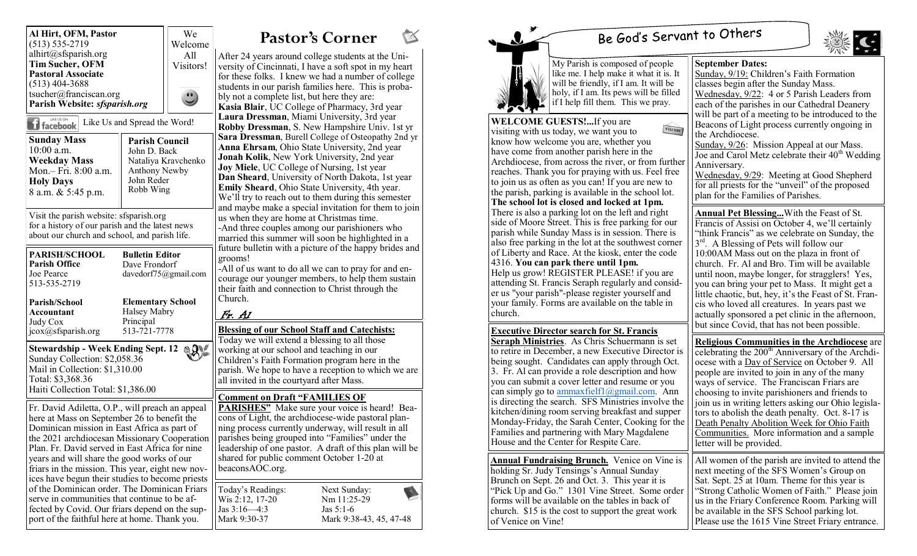**Al Hirt, OFM, Pastor**
(513) 535-2719
alhirt@sfsparish.org
**Tim Sucher, OFM**
**Pastoral Associate**
(513) 404-3688
tsucher@franciscan.org
**Parish Website:** ***sfsparish.org***

We Welcome All Visitors!

Like Us and Spread the Word!

**Sunday Mass**
10:00 a.m.
**Weekday Mass**
Mon.– Fri. 8:00 a.m.
**Holy Days**
8 a.m. & 5:45 p.m.

**Parish Council**
John D. Back
Nataliya Kravchenko
Anthony Newby
John Reder
Robb Wing

Visit the parish website: sfsparish.org for a history of our parish and the latest news about our church and school, and parish life.

**PARISH/SCHOOL**
**Parish Office**
Joe Pearce
513-535-2719

**Bulletin Editor**
Dave Frondorf
davedorf75@gmail.com

**Parish/School Accountant**
Judy Cox
jcox@sfsparish.org

**Elementary School**
Halsey Mabry
Principal
513-721-7778

**Stewardship - Week Ending Sept. 12**
Sunday Collection: $2,058.36
Mail in Collection: $1,310.00
Total: $3,368.36
Haiti Collection Total: $1,386.00

Fr. David Adiletta, O.P., will preach an appeal here at Mass on September 26 to benefit the Dominican mission in East Africa as part of the 2021 archdiocesan Missionary Cooperation Plan. Fr. David served in East Africa for nine years and will share the good works of our friars in the mission. This year, eight new novices have begun their studies to become priests of the Dominican order. The Dominican Friars serve in communities that continue to be affected by Covid. Our friars depend on the support of the faithful here at home. Thank you.

# Pastor's Corner

After 24 years around college students at the University of Cincinnati, I have a soft spot in my heart for these folks. I knew we had a number of college students in our parish families here. This is probably not a complete list, but here they are:
**Kasia Blair**, UC College of Pharmacy, 3rd year
**Laura Dressman**, Miami University, 3rd year
**Robby Dressman**, S. New Hampshire Univ. 1st yr
**Sara Dressman**, Burell College of Osteopathy 2nd yr
**Anna Ehrsam**, Ohio State University, 2nd year
**Jonah Kolik**, New York University, 2nd year
**Joy Miele**, UC College of Nursing, 1st year
**Dan Sheard**, University of North Dakota, 1st year
**Emily Sheard**, Ohio State University, 4th year.
We'll try to reach out to them during this semester and maybe make a special invitation for them to join us when they are home at Christmas time.
-And three couples among our parishioners who married this summer will soon be highlighted in a future bulletin with a picture of the happy brides and grooms!
-All of us want to do all we can to pray for and encourage our younger members, to help them sustain their faith and connection to Christ through the Church.

*Fr. Al*

**Blessing of our School Staff and Catechists:**
Today we will extend a blessing to all those working at our school and teaching in our Children's Faith Formation program here in the parish. We hope to have a reception to which we are all invited in the courtyard after Mass.

**Comment on Draft "FAMILIES OF PARISHES"** Make sure your voice is heard! Beacons of Light, the archdiocese-wide pastoral planning process currently underway, will result in all parishes being grouped into "Families" under the leadership of one pastor. A draft of this plan will be shared for public comment October 1-20 at beaconsAOC.org.

| Today's Readings: | Next Sunday: |
|---|---|
| Wis 2:12, 17-20 | Nm 11:25-29 |
| Jas 3:16—4:3 | Jas 5:1-6 |
| Mark 9:30-37 | Mark 9:38-43, 45, 47-48 |

## Be God's Servant to Others

My Parish is composed of people like me. I help make it what it is. It will be friendly, if I am. It will be holy, if I am. Its pews will be filled if I help fill them. This we pray.

**WELCOME GUESTS!...**If you are visiting with us today, we want you to know how welcome you are, whether you have come from another parish here in the Archdiocese, from across the river, or from further reaches. Thank you for praying with us. Feel free to join us as often as you can! If you are new to the parish, parking is available in the school lot. **The school lot is closed and locked at 1pm.** There is also a parking lot on the left and right side of Moore Street. This is free parking for our parish while Sunday Mass is in session. There is also free parking in the lot at the southwest corner of Liberty and Race. At the kiosk, enter the code 4316. **You can park there until 1pm.**
Help us grow! REGISTER PLEASE! if you are attending St. Francis Seraph regularly and consider us "your parish"-please register yourself and your family. Forms are available on the table in church.

**Executive Director search for St. Francis Seraph Ministries**. As Chris Schuermann is set to retire in December, a new Executive Director is being sought. Candidates can apply through Oct. 3. Fr. Al can provide a role description and how you can submit a cover letter and resume or you can simply go to ammaxfielf1@gmail.com. Ann is directing the search. SFS Ministries involve the kitchen/dining room serving breakfast and supper Monday-Friday, the Sarah Center, Cooking for the Families and partnering with Mary Magdalene House and the Center for Respite Care.

**Annual Fundraising Brunch.** Venice on Vine is holding Sr. Judy Tensings's Annual Sunday Brunch on Sept. 26 and Oct. 3. This year it is "Pick Up and Go." 1301 Vine Street. Some order forms will be available on the tables in back of church. $15 is the cost to support the great work of Venice on Vine!

**September Dates:**
Sunday, 9/19: Children's Faith Formation classes begin after the Sunday Mass.
Wednesday, 9/22: 4 or 5 Parish Leaders from each of the parishes in our Cathedral Deanery will be part of a meeting to be introduced to the Beacons of Light process currently ongoing in the Archdiocese.
Sunday, 9/26: Mission Appeal at our Mass. Joe and Carol Metz celebrate their 40th Wedding Anniversary.
Wednesday, 9/29: Meeting at Good Shepherd for all priests for the "unveil" of the proposed plan for the Families of Parishes.

**Annual Pet Blessing...**With the Feast of St. Francis of Assisi on October 4, we'll certainly "think Francis" as we celebrate on Sunday, the 3rd. A Blessing of Pets will follow our 10:00AM Mass out on the plaza in front of church. Fr. Al and Bro. Tim will be available until noon, maybe longer, for stragglers! Yes, you can bring your pet to Mass. It might get a little chaotic, but, hey, it's the Feast of St. Francis who loved all creatures. In years past we actually sponsored a pet clinic in the afternoon, but since Covid, that has not been possible.

**Religious Communities in the Archdiocese** are celebrating the 200th Anniversary of the Archdiocese with a Day of Service on October 9. All people are invited to join in any of the many ways of service. The Franciscan Friars are choosing to invite parishioners and friends to join us in writing letters asking our Ohio legislators to abolish the death penalty. Oct. 8-17 is Death Penalty Abolition Week for Ohio Faith Communities. More information and a sample letter will be provided.

All women of the parish are invited to attend the next meeting of the SFS Women's Group on Sat. Sept. 25 at 10am. Theme for this year is "Strong Catholic Women of Faith." Please join us in the Friary Conference Room. Parking will be available in the SFS School parking lot. Please use the 1615 Vine Street Friary entrance.